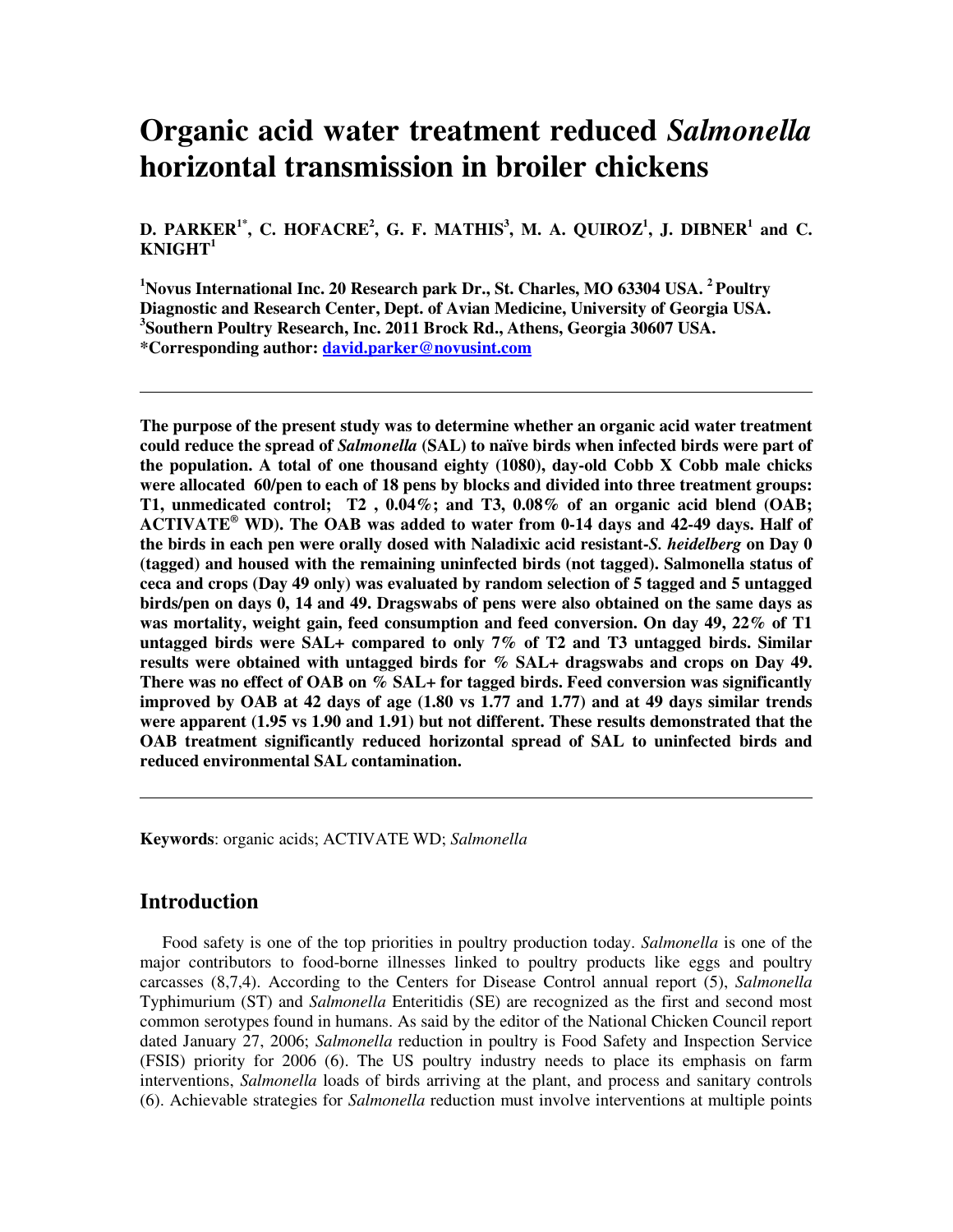# Organic acid water treatment reduced *Salmonella* horizontal transmission in broiler chickens

**D. PARKER[1*], C. HOFACRE[2], G. F. MATHIS[3], M. A. QUIROZ[1], J. DIBNER[1] and C. KNIGHT[1]**

**[1]Novus International Inc. 20 Research park Dr., St. Charles, MO 63304 USA. [2]Poultry Diagnostic and Research Center, Dept. of Avian Medicine, University of Georgia USA. [3]Southern Poultry Research, Inc. 2011 Brock Rd., Athens, Georgia 30607 USA.**
**\*Corresponding author: david.parker@novusint.com**

---

**The purpose of the present study was to determine whether an organic acid water treatment could reduce the spread of *Salmonella* (SAL) to naïve birds when infected birds were part of the population. A total of one thousand eighty (1080), day-old Cobb X Cobb male chicks were allocated 60/pen to each of 18 pens by blocks and divided into three treatment groups: T1, unmedicated control; T2 , 0.04%; and T3, 0.08% of an organic acid blend (OAB; ACTIVATE® WD). The OAB was added to water from 0-14 days and 42-49 days. Half of the birds in each pen were orally dosed with Naladixic acid resistant-*S. heidelberg* on Day 0 (tagged) and housed with the remaining uninfected birds (not tagged). Salmonella status of ceca and crops (Day 49 only) was evaluated by random selection of 5 tagged and 5 untagged birds/pen on days 0, 14 and 49. Dragswabs of pens were also obtained on the same days as was mortality, weight gain, feed consumption and feed conversion. On day 49, 22% of T1 untagged birds were SAL+ compared to only 7% of T2 and T3 untagged birds. Similar results were obtained with untagged birds for % SAL+ dragswabs and crops on Day 49. There was no effect of OAB on % SAL+ for tagged birds. Feed conversion was significantly improved by OAB at 42 days of age (1.80 vs 1.77 and 1.77) and at 49 days similar trends were apparent (1.95 vs 1.90 and 1.91) but not different. These results demonstrated that the OAB treatment significantly reduced horizontal spread of SAL to uninfected birds and reduced environmental SAL contamination.**

---

**Keywords**: organic acids; ACTIVATE WD; *Salmonella*

## Introduction

Food safety is one of the top priorities in poultry production today. *Salmonella* is one of the major contributors to food-borne illnesses linked to poultry products like eggs and poultry carcasses (8,7,4). According to the Centers for Disease Control annual report (5), *Salmonella* Typhimurium (ST) and *Salmonella* Enteritidis (SE) are recognized as the first and second most common serotypes found in humans. As said by the editor of the National Chicken Council report dated January 27, 2006; *Salmonella* reduction in poultry is Food Safety and Inspection Service (FSIS) priority for 2006 (6). The US poultry industry needs to place its emphasis on farm interventions, *Salmonella* loads of birds arriving at the plant, and process and sanitary controls (6). Achievable strategies for *Salmonella* reduction must involve interventions at multiple points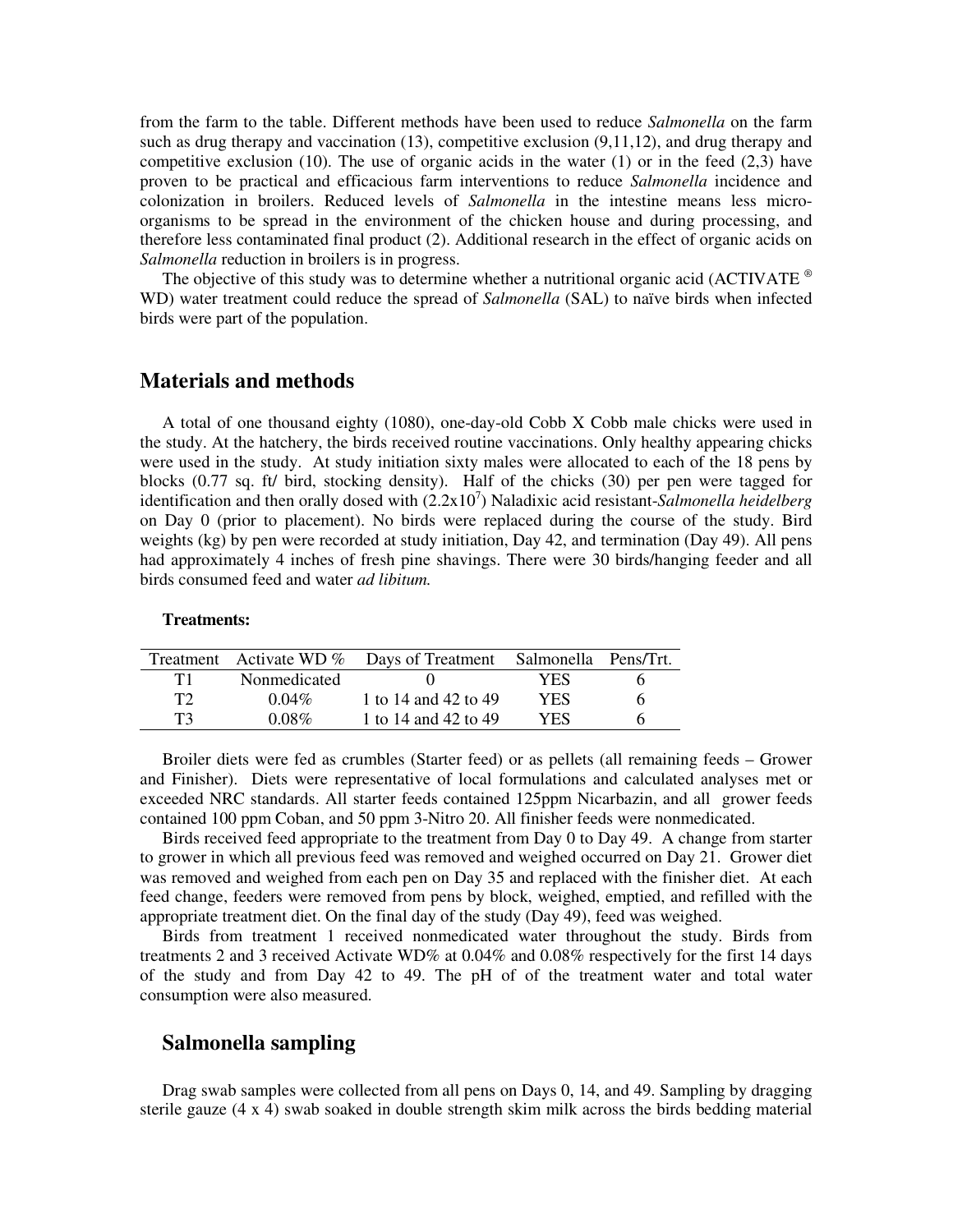from the farm to the table. Different methods have been used to reduce *Salmonella* on the farm such as drug therapy and vaccination (13), competitive exclusion (9,11,12), and drug therapy and competitive exclusion (10). The use of organic acids in the water (1) or in the feed (2,3) have proven to be practical and efficacious farm interventions to reduce *Salmonella* incidence and colonization in broilers. Reduced levels of *Salmonella* in the intestine means less micro-organisms to be spread in the environment of the chicken house and during processing, and therefore less contaminated final product (2). Additional research in the effect of organic acids on *Salmonella* reduction in broilers is in progress.

The objective of this study was to determine whether a nutritional organic acid (ACTIVATE ® WD) water treatment could reduce the spread of *Salmonella* (SAL) to naïve birds when infected birds were part of the population.

## Materials and methods

A total of one thousand eighty (1080), one-day-old Cobb X Cobb male chicks were used in the study. At the hatchery, the birds received routine vaccinations. Only healthy appearing chicks were used in the study. At study initiation sixty males were allocated to each of the 18 pens by blocks (0.77 sq. ft/ bird, stocking density). Half of the chicks (30) per pen were tagged for identification and then orally dosed with ($2.2 \times 10^7$) Naladixic acid resistant-*Salmonella heidelberg* on Day 0 (prior to placement). No birds were replaced during the course of the study. Bird weights (kg) by pen were recorded at study initiation, Day 42, and termination (Day 49). All pens had approximately 4 inches of fresh pine shavings. There were 30 birds/hanging feeder and all birds consumed feed and water *ad libitum.*

**Treatments:**

| Treatment | Activate WD % | Days of Treatment | Salmonella | Pens/Trt. |
|---|---|---|---|---|
| T1 | Nonmedicated | 0 | YES | 6 |
| T2 | 0.04% | 1 to 14 and 42 to 49 | YES | 6 |
| T3 | 0.08% | 1 to 14 and 42 to 49 | YES | 6 |

Broiler diets were fed as crumbles (Starter feed) or as pellets (all remaining feeds – Grower and Finisher). Diets were representative of local formulations and calculated analyses met or exceeded NRC standards. All starter feeds contained 125ppm Nicarbazin, and all grower feeds contained 100 ppm Coban, and 50 ppm 3-Nitro 20. All finisher feeds were nonmedicated.

Birds received feed appropriate to the treatment from Day 0 to Day 49. A change from starter to grower in which all previous feed was removed and weighed occurred on Day 21. Grower diet was removed and weighed from each pen on Day 35 and replaced with the finisher diet. At each feed change, feeders were removed from pens by block, weighed, emptied, and refilled with the appropriate treatment diet. On the final day of the study (Day 49), feed was weighed.

Birds from treatment 1 received nonmedicated water throughout the study. Birds from treatments 2 and 3 received Activate WD% at 0.04% and 0.08% respectively for the first 14 days of the study and from Day 42 to 49. The pH of of the treatment water and total water consumption were also measured.

## Salmonella sampling

Drag swab samples were collected from all pens on Days 0, 14, and 49. Sampling by dragging sterile gauze (4 x 4) swab soaked in double strength skim milk across the birds bedding material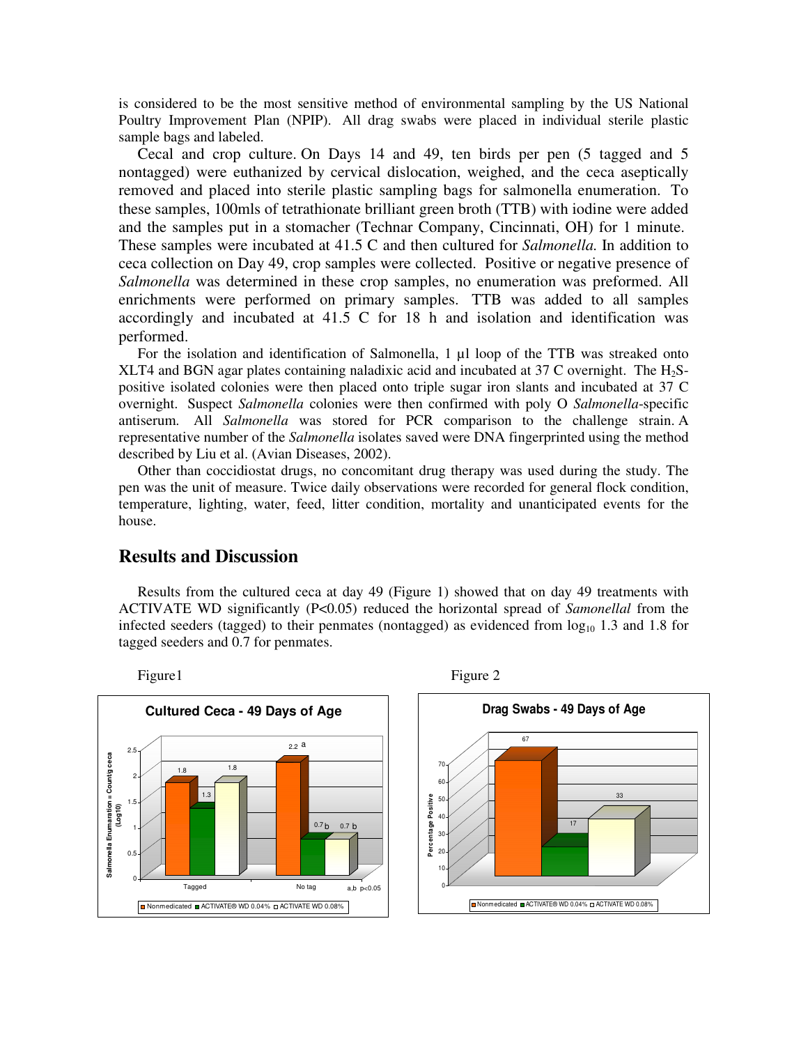is considered to be the most sensitive method of environmental sampling by the US National Poultry Improvement Plan (NPIP). All drag swabs were placed in individual sterile plastic sample bags and labeled.

Cecal and crop culture. On Days 14 and 49, ten birds per pen (5 tagged and 5 nontagged) were euthanized by cervical dislocation, weighed, and the ceca aseptically removed and placed into sterile plastic sampling bags for salmonella enumeration. To these samples, 100mls of tetrathionate brilliant green broth (TTB) with iodine were added and the samples put in a stomacher (Technar Company, Cincinnati, OH) for 1 minute. These samples were incubated at 41.5 C and then cultured for *Salmonella.* In addition to ceca collection on Day 49, crop samples were collected. Positive or negative presence of *Salmonella* was determined in these crop samples, no enumeration was preformed. All enrichments were performed on primary samples. TTB was added to all samples accordingly and incubated at 41.5 C for 18 h and isolation and identification was performed.

For the isolation and identification of Salmonella, 1 µl loop of the TTB was streaked onto XLT4 and BGN agar plates containing naladixic acid and incubated at 37 C overnight. The $H_2S$-positive isolated colonies were then placed onto triple sugar iron slants and incubated at 37 C overnight. Suspect *Salmonella* colonies were then confirmed with poly O *Salmonella*-specific antiserum. All *Salmonella* was stored for PCR comparison to the challenge strain. A representative number of the *Salmonella* isolates saved were DNA fingerprinted using the method described by Liu et al. (Avian Diseases, 2002).

Other than coccidiostat drugs, no concomitant drug therapy was used during the study. The pen was the unit of measure. Twice daily observations were recorded for general flock condition, temperature, lighting, water, feed, litter condition, mortality and unanticipated events for the house.

## Results and Discussion

Results from the cultured ceca at day 49 (Figure 1) showed that on day 49 treatments with ACTIVATE WD significantly (P<0.05) reduced the horizontal spread of *Samonellal* from the infected seeders (tagged) to their penmates (nontagged) as evidenced from $\log_{10}$ 1.3 and 1.8 for tagged seeders and 0.7 for penmates.

Figure1

**Cultured Ceca - 49 Days of Age**

Y-axis: Salmonella Enumaration = Count/g ceca (Log10)

| | Nonmedicated | ACTIVATE® WD 0.04% | ACTIVATE WD 0.08% |
|---|---|---|---|
| Tagged | 1.8 | 1.3 | 1.8 |
| No tag | 2.2 a | 0.7 b | 0.7 b |

a,b p<0.05

Figure 2

**Drag Swabs - 49 Days of Age**

Y-axis: Percentage Positive

| Nonmedicated | ACTIVATE® WD 0.04% | ACTIVATE WD 0.08% |
|---|---|---|
| 67 | 17 | 33 |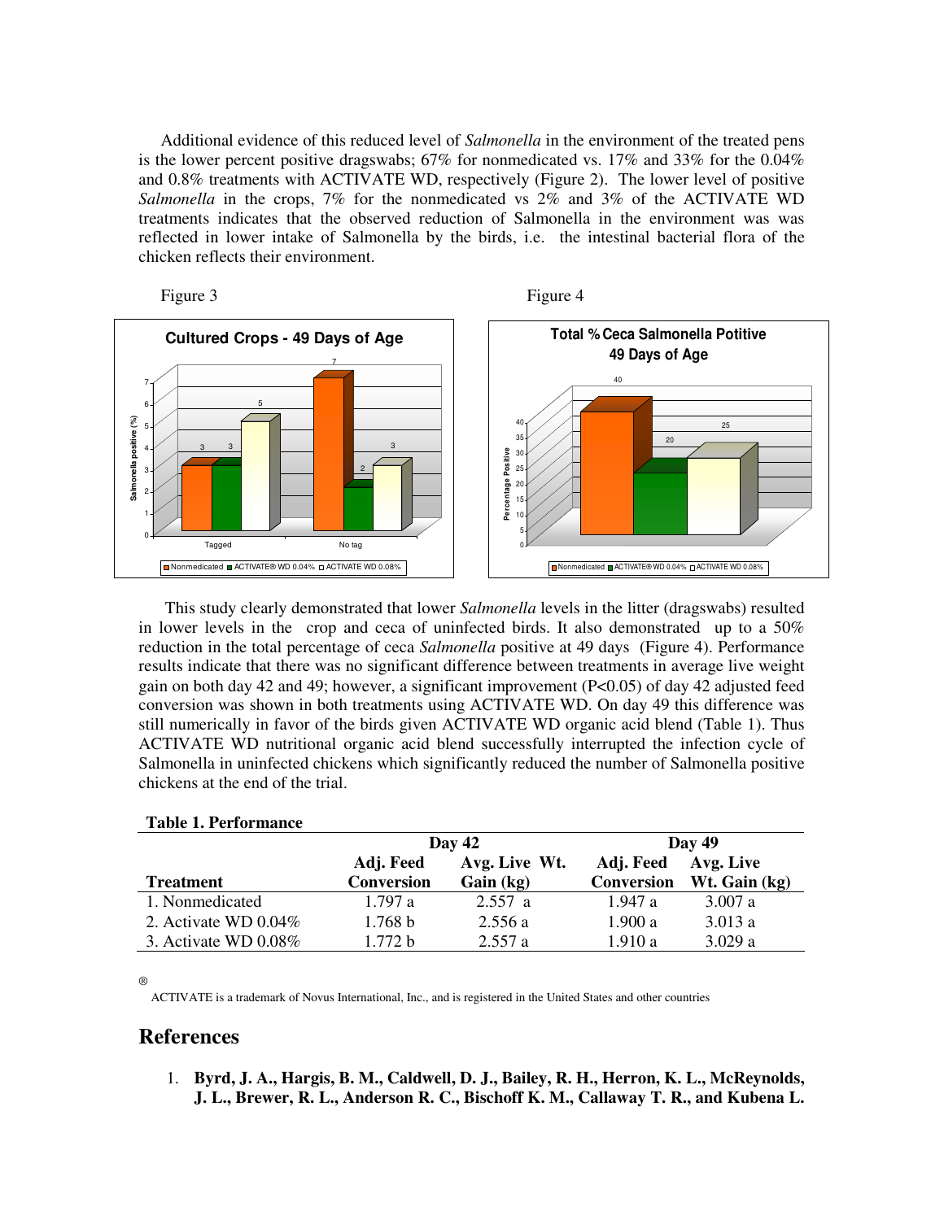Additional evidence of this reduced level of *Salmonella* in the environment of the treated pens is the lower percent positive dragswabs; 67% for nonmedicated vs. 17% and 33% for the 0.04% and 0.8% treatments with ACTIVATE WD, respectively (Figure 2). The lower level of positive *Salmonella* in the crops, 7% for the nonmedicated vs 2% and 3% of the ACTIVATE WD treatments indicates that the observed reduction of Salmonella in the environment was was reflected in lower intake of Salmonella by the birds, i.e. the intestinal bacterial flora of the chicken reflects their environment.

Figure 3

**Cultured Crops - 49 Days of Age**

| | Nonmedicated | ACTIVATE® WD 0.04% | ACTIVATE WD 0.08% |
|---|---|---|---|
| Tagged | 3 | 3 | 5 |
| No tag | 7 | 2 | 3 |

Salmonella positive (%)

Figure 4

**Total % Ceca Salmonella Potitive 49 Days of Age**

| | Nonmedicated | ACTIVATE® WD 0.04% | ACTIVATE WD 0.08% |
|---|---|---|---|
| Percentage Positive | 40 | 20 | 25 |

This study clearly demonstrated that lower *Salmonella* levels in the litter (dragswabs) resulted in lower levels in the crop and ceca of uninfected birds. It also demonstrated up to a 50% reduction in the total percentage of ceca *Salmonella* positive at 49 days (Figure 4). Performance results indicate that there was no significant difference between treatments in average live weight gain on both day 42 and 49; however, a significant improvement ($P<0.05$) of day 42 adjusted feed conversion was shown in both treatments using ACTIVATE WD. On day 49 this difference was still numerically in favor of the birds given ACTIVATE WD organic acid blend (Table 1). Thus ACTIVATE WD nutritional organic acid blend successfully interrupted the infection cycle of Salmonella in uninfected chickens which significantly reduced the number of Salmonella positive chickens at the end of the trial.

**Table 1. Performance**

| | Day 42 | | Day 49 | |
|---|---|---|---|---|
| **Treatment** | **Adj. Feed Conversion** | **Avg. Live Wt. Gain (kg)** | **Adj. Feed Conversion** | **Avg. Live Wt. Gain (kg)** |
| 1. Nonmedicated | 1.797 a | 2.557 a | 1.947 a | 3.007 a |
| 2. Activate WD 0.04% | 1.768 b | 2.556 a | 1.900 a | 3.013 a |
| 3. Activate WD 0.08% | 1.772 b | 2.557 a | 1.910 a | 3.029 a |

® ACTIVATE is a trademark of Novus International, Inc., and is registered in the United States and other countries

## References

1. **Byrd, J. A., Hargis, B. M., Caldwell, D. J., Bailey, R. H., Herron, K. L., McReynolds, J. L., Brewer, R. L., Anderson R. C., Bischoff K. M., Callaway T. R., and Kubena L.**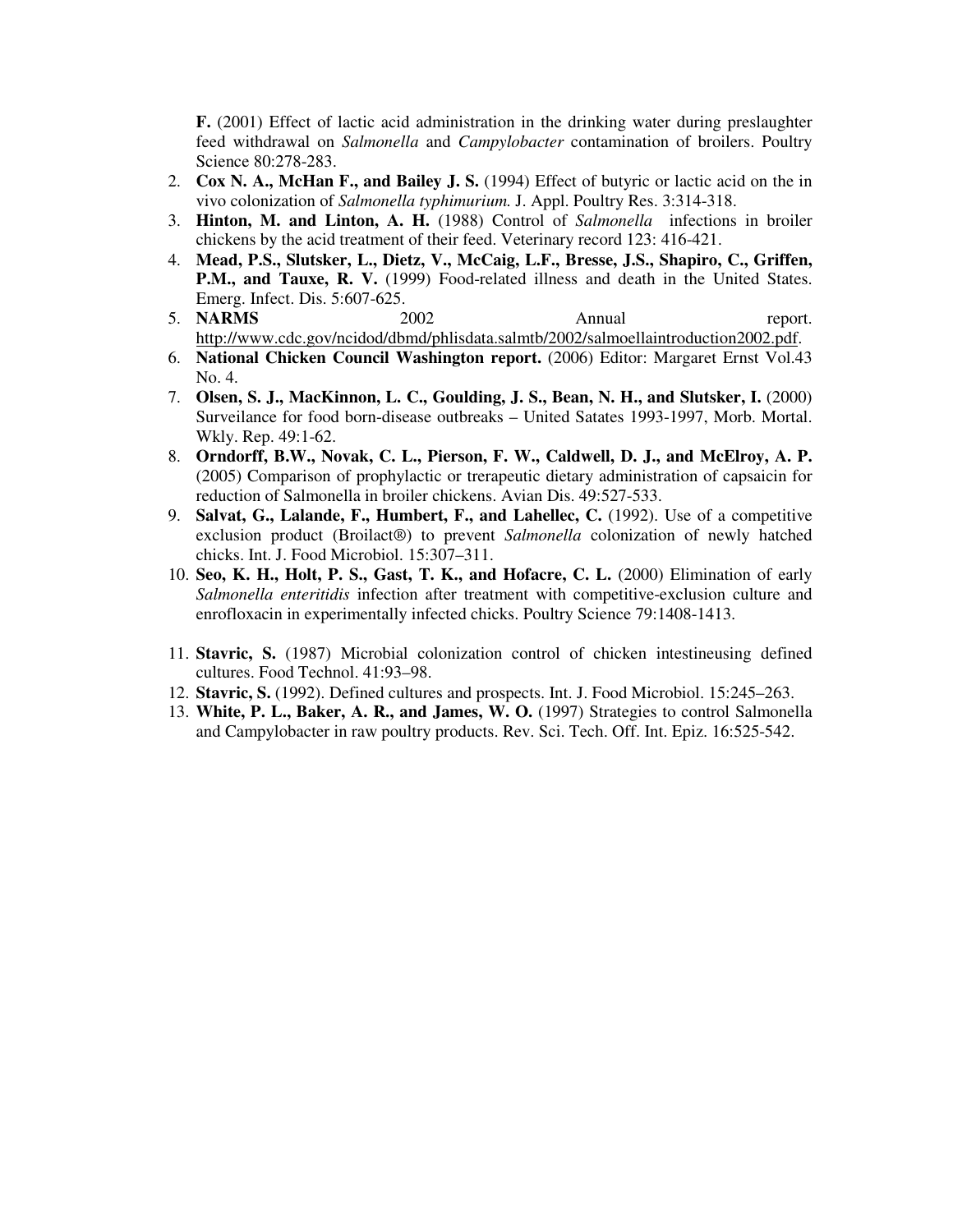**F.** (2001) Effect of lactic acid administration in the drinking water during preslaughter feed withdrawal on *Salmonella* and *Campylobacter* contamination of broilers. Poultry Science 80:278-283.

2. **Cox N. A., McHan F., and Bailey J. S.** (1994) Effect of butyric or lactic acid on the in vivo colonization of *Salmonella typhimurium.* J. Appl. Poultry Res. 3:314-318.
3. **Hinton, M. and Linton, A. H.** (1988) Control of *Salmonella* infections in broiler chickens by the acid treatment of their feed. Veterinary record 123: 416-421.
4. **Mead, P.S., Slutsker, L., Dietz, V., McCaig, L.F., Bresse, J.S., Shapiro, C., Griffen, P.M., and Tauxe, R. V.** (1999) Food-related illness and death in the United States. Emerg. Infect. Dis. 5:607-625.
5. **NARMS** 2002 Annual report. http://www.cdc.gov/ncidod/dbmd/phlisdata.salmtb/2002/salmoellaintroduction2002.pdf.
6. **National Chicken Council Washington report.** (2006) Editor: Margaret Ernst Vol.43 No. 4.
7. **Olsen, S. J., MacKinnon, L. C., Goulding, J. S., Bean, N. H., and Slutsker, I.** (2000) Surveilance for food born-disease outbreaks – United Satates 1993-1997, Morb. Mortal. Wkly. Rep. 49:1-62.
8. **Orndorff, B.W., Novak, C. L., Pierson, F. W., Caldwell, D. J., and McElroy, A. P.** (2005) Comparison of prophylactic or trerapeutic dietary administration of capsaicin for reduction of Salmonella in broiler chickens. Avian Dis. 49:527-533.
9. **Salvat, G., Lalande, F., Humbert, F., and Lahellec, C.** (1992). Use of a competitive exclusion product (Broilact®) to prevent *Salmonella* colonization of newly hatched chicks. Int. J. Food Microbiol. 15:307–311.
10. **Seo, K. H., Holt, P. S., Gast, T. K., and Hofacre, C. L.** (2000) Elimination of early *Salmonella enteritidis* infection after treatment with competitive-exclusion culture and enrofloxacin in experimentally infected chicks. Poultry Science 79:1408-1413.
11. **Stavric, S.** (1987) Microbial colonization control of chicken intestineusing defined cultures. Food Technol. 41:93–98.
12. **Stavric, S.** (1992). Defined cultures and prospects. Int. J. Food Microbiol. 15:245–263.
13. **White, P. L., Baker, A. R., and James, W. O.** (1997) Strategies to control Salmonella and Campylobacter in raw poultry products. Rev. Sci. Tech. Off. Int. Epiz. 16:525-542.